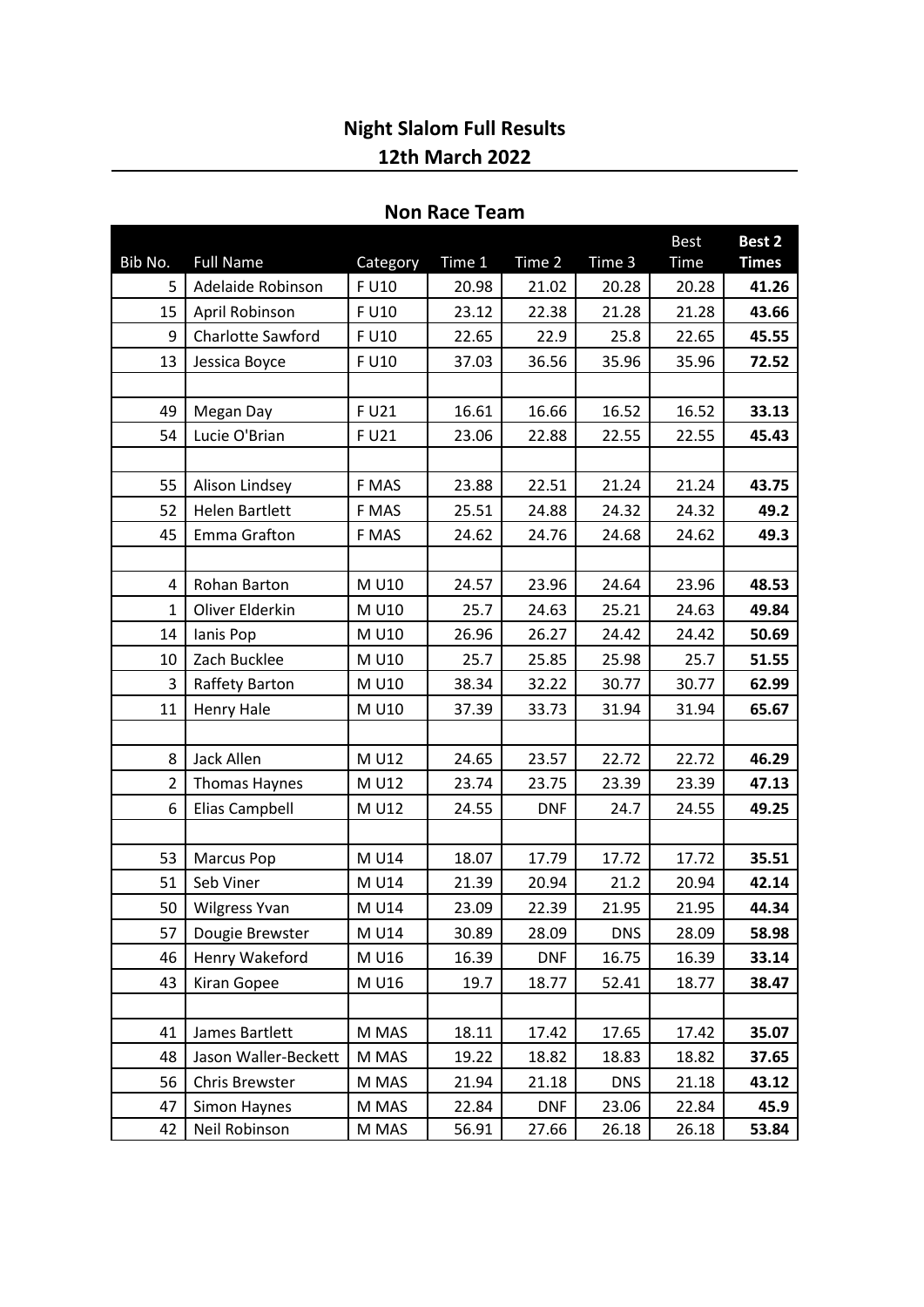# Night Slalom Full Results

## 12th March 2022

### Non Race Team

| Bib No. | Full Name | Category | Time 1 | Time 2 | Time 3 | Best Time | **Best 2 Times** |
|---|---|---|---|---|---|---|---|
| 5 | Adelaide Robinson | F U10 | 20.98 | 21.02 | 20.28 | 20.28 | **41.26** |
| 15 | April Robinson | F U10 | 23.12 | 22.38 | 21.28 | 21.28 | **43.66** |
| 9 | Charlotte Sawford | F U10 | 22.65 | 22.9 | 25.8 | 22.65 | **45.55** |
| 13 | Jessica Boyce | F U10 | 37.03 | 36.56 | 35.96 | 35.96 | **72.52** |
| | | | | | | | |
| 49 | Megan Day | F U21 | 16.61 | 16.66 | 16.52 | 16.52 | **33.13** |
| 54 | Lucie O'Brian | F U21 | 23.06 | 22.88 | 22.55 | 22.55 | **45.43** |
| | | | | | | | |
| 55 | Alison Lindsey | F MAS | 23.88 | 22.51 | 21.24 | 21.24 | **43.75** |
| 52 | Helen Bartlett | F MAS | 25.51 | 24.88 | 24.32 | 24.32 | **49.2** |
| 45 | Emma Grafton | F MAS | 24.62 | 24.76 | 24.68 | 24.62 | **49.3** |
| | | | | | | | |
| 4 | Rohan Barton | M U10 | 24.57 | 23.96 | 24.64 | 23.96 | **48.53** |
| 1 | Oliver Elderkin | M U10 | 25.7 | 24.63 | 25.21 | 24.63 | **49.84** |
| 14 | Ianis Pop | M U10 | 26.96 | 26.27 | 24.42 | 24.42 | **50.69** |
| 10 | Zach Bucklee | M U10 | 25.7 | 25.85 | 25.98 | 25.7 | **51.55** |
| 3 | Raffety Barton | M U10 | 38.34 | 32.22 | 30.77 | 30.77 | **62.99** |
| 11 | Henry Hale | M U10 | 37.39 | 33.73 | 31.94 | 31.94 | **65.67** |
| | | | | | | | |
| 8 | Jack Allen | M U12 | 24.65 | 23.57 | 22.72 | 22.72 | **46.29** |
| 2 | Thomas Haynes | M U12 | 23.74 | 23.75 | 23.39 | 23.39 | **47.13** |
| 6 | Elias Campbell | M U12 | 24.55 | DNF | 24.7 | 24.55 | **49.25** |
| | | | | | | | |
| 53 | Marcus Pop | M U14 | 18.07 | 17.79 | 17.72 | 17.72 | **35.51** |
| 51 | Seb Viner | M U14 | 21.39 | 20.94 | 21.2 | 20.94 | **42.14** |
| 50 | Wilgress Yvan | M U14 | 23.09 | 22.39 | 21.95 | 21.95 | **44.34** |
| 57 | Dougie Brewster | M U14 | 30.89 | 28.09 | DNS | 28.09 | **58.98** |
| 46 | Henry Wakeford | M U16 | 16.39 | DNF | 16.75 | 16.39 | **33.14** |
| 43 | Kiran Gopee | M U16 | 19.7 | 18.77 | 52.41 | 18.77 | **38.47** |
| | | | | | | | |
| 41 | James Bartlett | M MAS | 18.11 | 17.42 | 17.65 | 17.42 | **35.07** |
| 48 | Jason Waller-Beckett | M MAS | 19.22 | 18.82 | 18.83 | 18.82 | **37.65** |
| 56 | Chris Brewster | M MAS | 21.94 | 21.18 | DNS | 21.18 | **43.12** |
| 47 | Simon Haynes | M MAS | 22.84 | DNF | 23.06 | 22.84 | **45.9** |
| 42 | Neil Robinson | M MAS | 56.91 | 27.66 | 26.18 | 26.18 | **53.84** |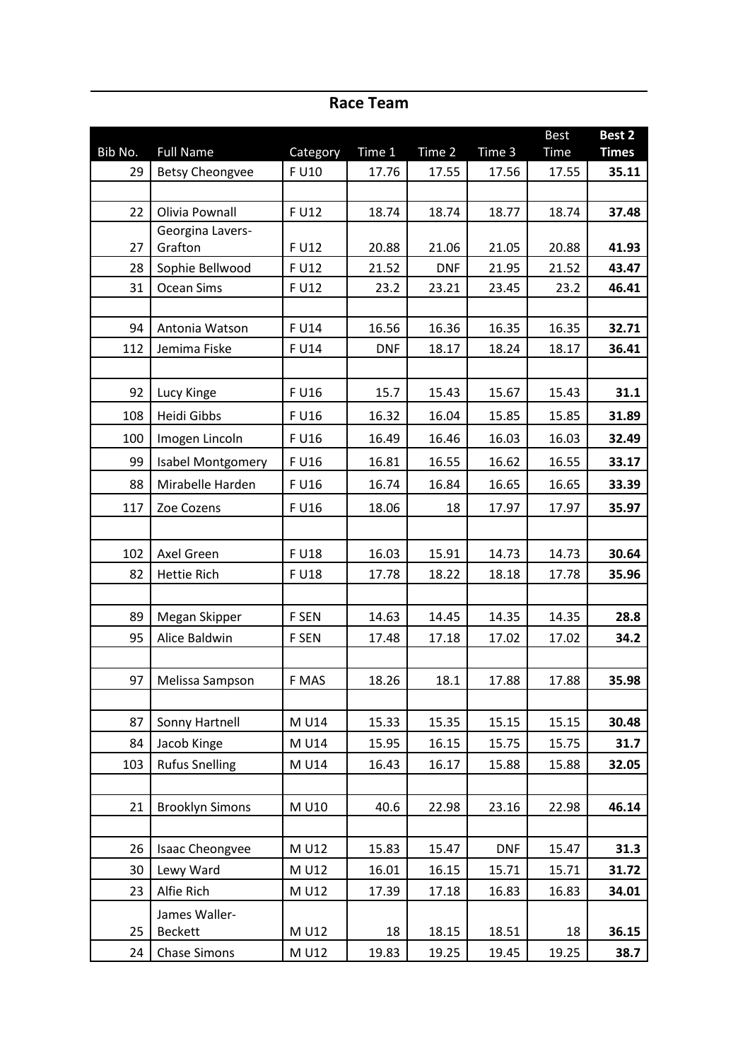## Race Team

| Bib No. | Full Name | Category | Time 1 | Time 2 | Time 3 | Best Time | **Best 2 Times** |
|---|---|---|---|---|---|---|---|
| 29 | Betsy Cheongvee | F U10 | 17.76 | 17.55 | 17.56 | 17.55 | **35.11** |
| | | | | | | | |
| 22 | Olivia Pownall | F U12 | 18.74 | 18.74 | 18.77 | 18.74 | **37.48** |
| 27 | Georgina Lavers-Grafton | F U12 | 20.88 | 21.06 | 21.05 | 20.88 | **41.93** |
| 28 | Sophie Bellwood | F U12 | 21.52 | DNF | 21.95 | 21.52 | **43.47** |
| 31 | Ocean Sims | F U12 | 23.2 | 23.21 | 23.45 | 23.2 | **46.41** |
| | | | | | | | |
| 94 | Antonia Watson | F U14 | 16.56 | 16.36 | 16.35 | 16.35 | **32.71** |
| 112 | Jemima Fiske | F U14 | DNF | 18.17 | 18.24 | 18.17 | **36.41** |
| | | | | | | | |
| 92 | Lucy Kinge | F U16 | 15.7 | 15.43 | 15.67 | 15.43 | **31.1** |
| 108 | Heidi Gibbs | F U16 | 16.32 | 16.04 | 15.85 | 15.85 | **31.89** |
| 100 | Imogen Lincoln | F U16 | 16.49 | 16.46 | 16.03 | 16.03 | **32.49** |
| 99 | Isabel Montgomery | F U16 | 16.81 | 16.55 | 16.62 | 16.55 | **33.17** |
| 88 | Mirabelle Harden | F U16 | 16.74 | 16.84 | 16.65 | 16.65 | **33.39** |
| 117 | Zoe Cozens | F U16 | 18.06 | 18 | 17.97 | 17.97 | **35.97** |
| | | | | | | | |
| 102 | Axel Green | F U18 | 16.03 | 15.91 | 14.73 | 14.73 | **30.64** |
| 82 | Hettie Rich | F U18 | 17.78 | 18.22 | 18.18 | 17.78 | **35.96** |
| | | | | | | | |
| 89 | Megan Skipper | F SEN | 14.63 | 14.45 | 14.35 | 14.35 | **28.8** |
| 95 | Alice Baldwin | F SEN | 17.48 | 17.18 | 17.02 | 17.02 | **34.2** |
| | | | | | | | |
| 97 | Melissa Sampson | F MAS | 18.26 | 18.1 | 17.88 | 17.88 | **35.98** |
| | | | | | | | |
| 87 | Sonny Hartnell | M U14 | 15.33 | 15.35 | 15.15 | 15.15 | **30.48** |
| 84 | Jacob Kinge | M U14 | 15.95 | 16.15 | 15.75 | 15.75 | **31.7** |
| 103 | Rufus Snelling | M U14 | 16.43 | 16.17 | 15.88 | 15.88 | **32.05** |
| | | | | | | | |
| 21 | Brooklyn Simons | M U10 | 40.6 | 22.98 | 23.16 | 22.98 | **46.14** |
| | | | | | | | |
| 26 | Isaac Cheongvee | M U12 | 15.83 | 15.47 | DNF | 15.47 | **31.3** |
| 30 | Lewy Ward | M U12 | 16.01 | 16.15 | 15.71 | 15.71 | **31.72** |
| 23 | Alfie Rich | M U12 | 17.39 | 17.18 | 16.83 | 16.83 | **34.01** |
| 25 | James Waller-Beckett | M U12 | 18 | 18.15 | 18.51 | 18 | **36.15** |
| 24 | Chase Simons | M U12 | 19.83 | 19.25 | 19.45 | 19.25 | **38.7** |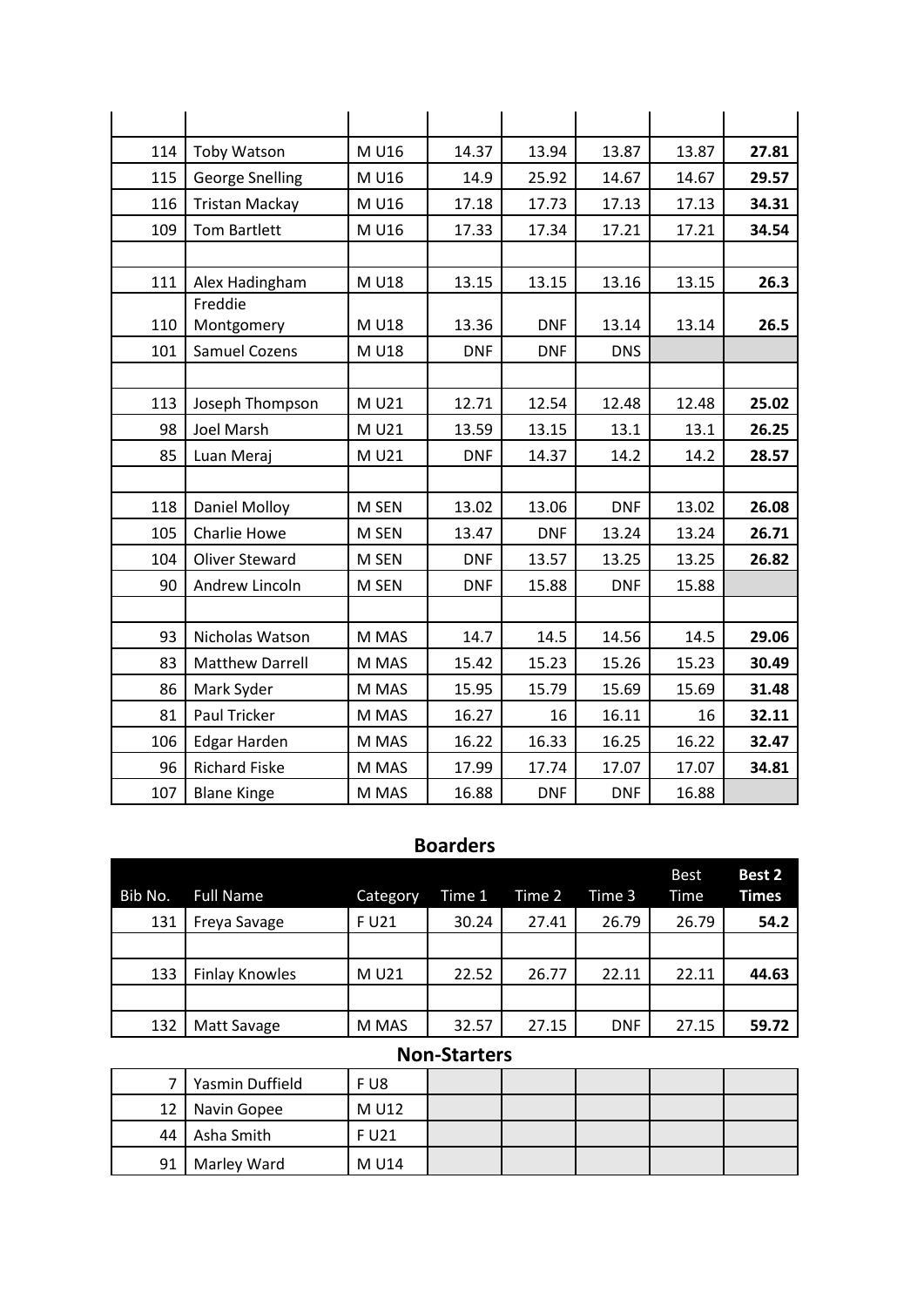| | | | | | | | |
|---|---|---|---|---|---|---|---|
| | | | | | | | |
| 114 | Toby Watson | M U16 | 14.37 | 13.94 | 13.87 | 13.87 | **27.81** |
| 115 | George Snelling | M U16 | 14.9 | 25.92 | 14.67 | 14.67 | **29.57** |
| 116 | Tristan Mackay | M U16 | 17.18 | 17.73 | 17.13 | 17.13 | **34.31** |
| 109 | Tom Bartlett | M U16 | 17.33 | 17.34 | 17.21 | 17.21 | **34.54** |
| | | | | | | | |
| 111 | Alex Hadingham | M U18 | 13.15 | 13.15 | 13.16 | 13.15 | **26.3** |
| 110 | Freddie Montgomery | M U18 | 13.36 | DNF | 13.14 | 13.14 | **26.5** |
| 101 | Samuel Cozens | M U18 | DNF | DNF | DNS | | |
| | | | | | | | |
| 113 | Joseph Thompson | M U21 | 12.71 | 12.54 | 12.48 | 12.48 | **25.02** |
| 98 | Joel Marsh | M U21 | 13.59 | 13.15 | 13.1 | 13.1 | **26.25** |
| 85 | Luan Meraj | M U21 | DNF | 14.37 | 14.2 | 14.2 | **28.57** |
| | | | | | | | |
| 118 | Daniel Molloy | M SEN | 13.02 | 13.06 | DNF | 13.02 | **26.08** |
| 105 | Charlie Howe | M SEN | 13.47 | DNF | 13.24 | 13.24 | **26.71** |
| 104 | Oliver Steward | M SEN | DNF | 13.57 | 13.25 | 13.25 | **26.82** |
| 90 | Andrew Lincoln | M SEN | DNF | 15.88 | DNF | 15.88 | |
| | | | | | | | |
| 93 | Nicholas Watson | M MAS | 14.7 | 14.5 | 14.56 | 14.5 | **29.06** |
| 83 | Matthew Darrell | M MAS | 15.42 | 15.23 | 15.26 | 15.23 | **30.49** |
| 86 | Mark Syder | M MAS | 15.95 | 15.79 | 15.69 | 15.69 | **31.48** |
| 81 | Paul Tricker | M MAS | 16.27 | 16 | 16.11 | 16 | **32.11** |
| 106 | Edgar Harden | M MAS | 16.22 | 16.33 | 16.25 | 16.22 | **32.47** |
| 96 | Richard Fiske | M MAS | 17.99 | 17.74 | 17.07 | 17.07 | **34.81** |
| 107 | Blane Kinge | M MAS | 16.88 | DNF | DNF | 16.88 | |

## Boarders

| Bib No. | Full Name | Category | Time 1 | Time 2 | Time 3 | Best Time | **Best 2 Times** |
|---|---|---|---|---|---|---|---|
| 131 | Freya Savage | F U21 | 30.24 | 27.41 | 26.79 | 26.79 | **54.2** |
| | | | | | | | |
| 133 | Finlay Knowles | M U21 | 22.52 | 26.77 | 22.11 | 22.11 | **44.63** |
| | | | | | | | |
| 132 | Matt Savage | M MAS | 32.57 | 27.15 | DNF | 27.15 | **59.72** |

## Non-Starters

| | | | | | | | |
|---|---|---|---|---|---|---|---|
| 7 | Yasmin Duffield | F U8 | | | | | |
| 12 | Navin Gopee | M U12 | | | | | |
| 44 | Asha Smith | F U21 | | | | | |
| 91 | Marley Ward | M U14 | | | | | |